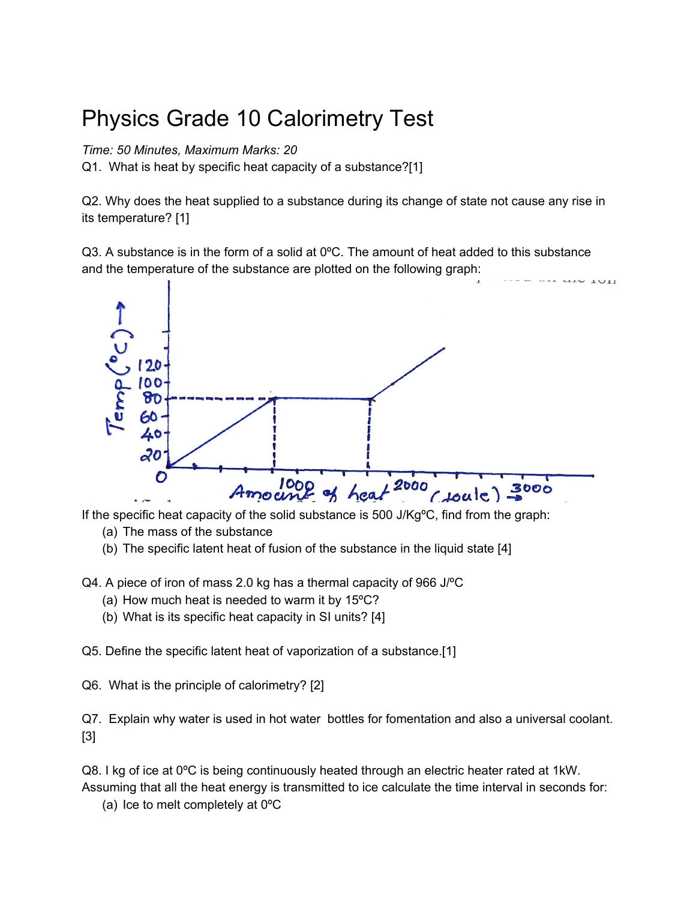# Physics Grade 10 Calorimetry Test

*Time: 50 Minutes, Maximum Marks: 20*

Q1. What is heat by specific heat capacity of a substance?[1]

Q2. Why does the heat supplied to a substance during its change of state not cause any rise in its temperature? [1]

Q3. A substance is in the form of a solid at 0ºC. The amount of heat added to this substance and the temperature of the substance are plotted on the following graph:

If the specific heat capacity of the solid substance is 500 J/KgºC, find from the graph:

(a) The mass of the substance
(b) The specific latent heat of fusion of the substance in the liquid state [4]

Q4. A piece of iron of mass 2.0 kg has a thermal capacity of 966 J/ºC

(a) How much heat is needed to warm it by 15ºC?
(b) What is its specific heat capacity in SI units? [4]

Q5. Define the specific latent heat of vaporization of a substance.[1]

Q6. What is the principle of calorimetry? [2]

Q7. Explain why water is used in hot water bottles for fomentation and also a universal coolant. [3]

Q8. I kg of ice at 0ºC is being continuously heated through an electric heater rated at 1kW. Assuming that all the heat energy is transmitted to ice calculate the time interval in seconds for:

(a) Ice to melt completely at 0ºC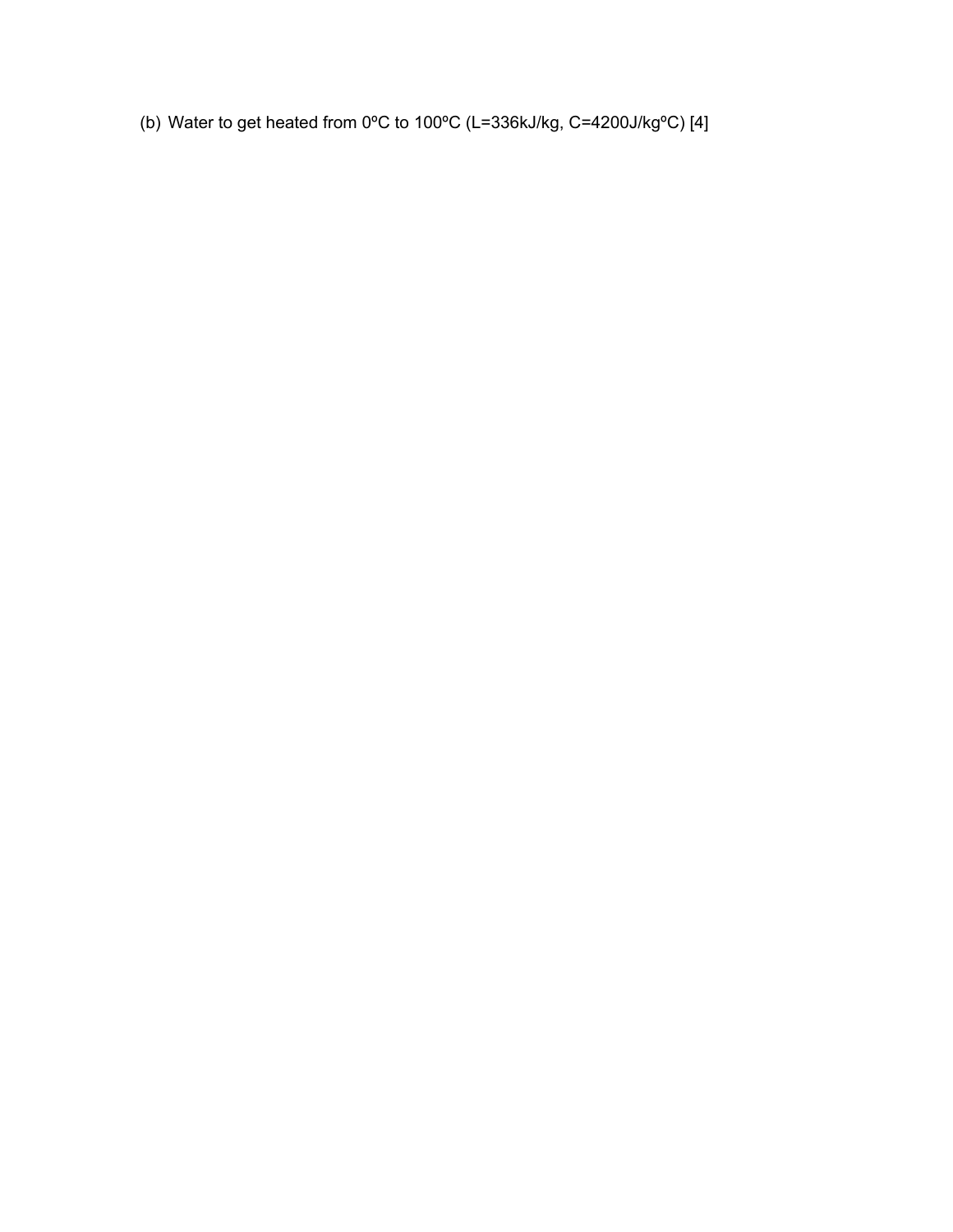(b) Water to get heated from 0ºC to 100ºC ($L$=336kJ/kg, $C$=4200J/kgºC) [4]